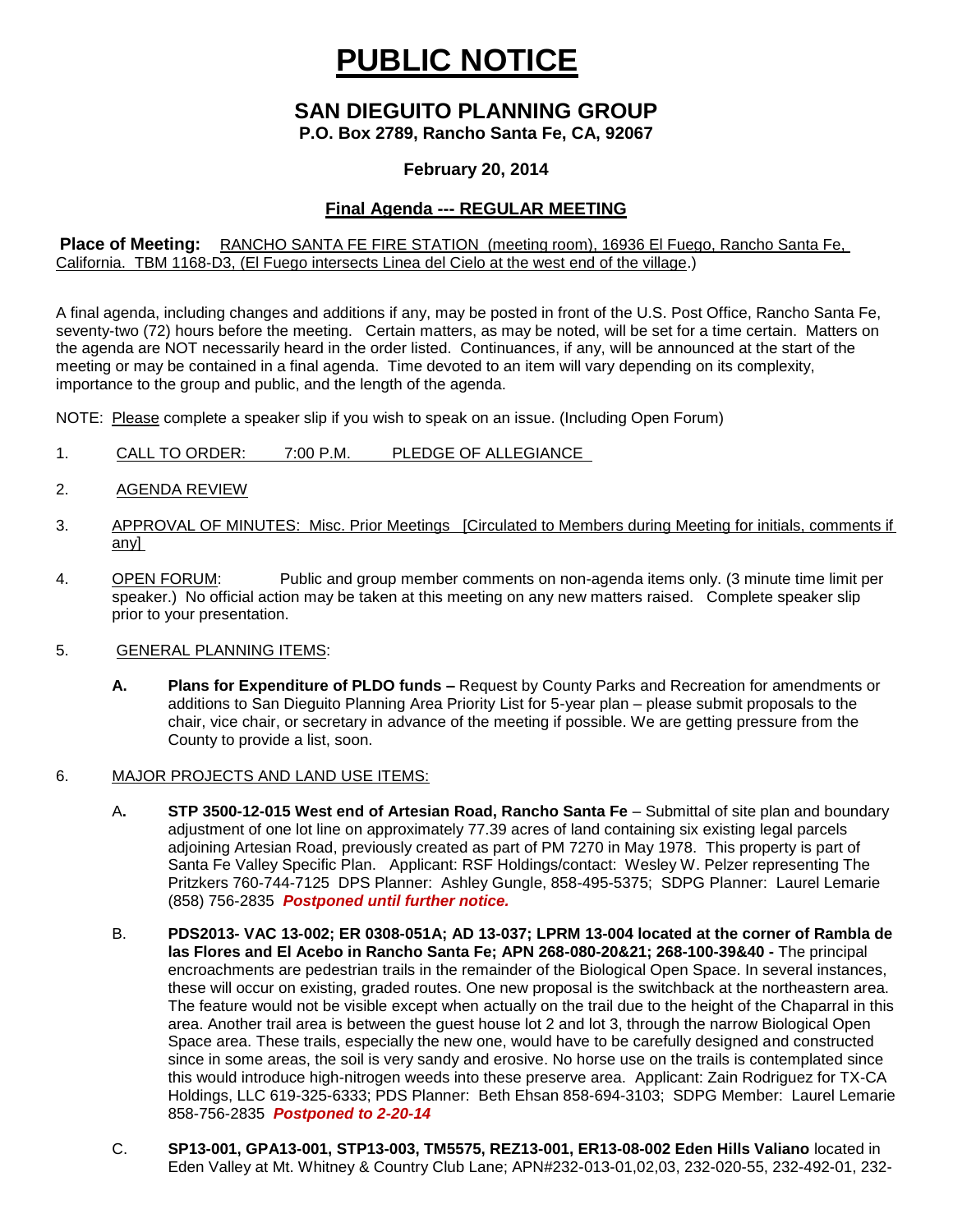# PUBLIC NOTICE

## SAN DIEGUITO PLANNING GROUP

**P.O. Box 2789, Rancho Santa Fe, CA, 92067**

**February 20, 2014**

**Final Agenda --- REGULAR MEETING**

**Place of Meeting:** RANCHO SANTA FE FIRE STATION (meeting room), 16936 El Fuego, Rancho Santa Fe, California. TBM 1168-D3, (El Fuego intersects Linea del Cielo at the west end of the village.)

A final agenda, including changes and additions if any, may be posted in front of the U.S. Post Office, Rancho Santa Fe, seventy-two (72) hours before the meeting. Certain matters, as may be noted, will be set for a time certain. Matters on the agenda are NOT necessarily heard in the order listed. Continuances, if any, will be announced at the start of the meeting or may be contained in a final agenda. Time devoted to an item will vary depending on its complexity, importance to the group and public, and the length of the agenda.

NOTE: Please complete a speaker slip if you wish to speak on an issue. (Including Open Forum)

1. CALL TO ORDER: 7:00 P.M. PLEDGE OF ALLEGIANCE

2. AGENDA REVIEW

3. APPROVAL OF MINUTES: Misc. Prior Meetings [Circulated to Members during Meeting for initials, comments if any]

4. OPEN FORUM: Public and group member comments on non-agenda items only. (3 minute time limit per speaker.) No official action may be taken at this meeting on any new matters raised. Complete speaker slip prior to your presentation.

5. GENERAL PLANNING ITEMS:

   **A. Plans for Expenditure of PLDO funds –** Request by County Parks and Recreation for amendments or additions to San Dieguito Planning Area Priority List for 5-year plan – please submit proposals to the chair, vice chair, or secretary in advance of the meeting if possible. We are getting pressure from the County to provide a list, soon.

6. MAJOR PROJECTS AND LAND USE ITEMS:

   A**. STP 3500-12-015 West end of Artesian Road, Rancho Santa Fe** – Submittal of site plan and boundary adjustment of one lot line on approximately 77.39 acres of land containing six existing legal parcels adjoining Artesian Road, previously created as part of PM 7270 in May 1978. This property is part of Santa Fe Valley Specific Plan. Applicant: RSF Holdings/contact: Wesley W. Pelzer representing The Pritzkers 760-744-7125 DPS Planner: Ashley Gungle, 858-495-5375; SDPG Planner: Laurel Lemarie (858) 756-2835 ***Postponed until further notice.***

   B. **PDS2013- VAC 13-002; ER 0308-051A; AD 13-037; LPRM 13-004 located at the corner of Rambla de las Flores and El Acebo in Rancho Santa Fe; APN 268-080-20&21; 268-100-39&40 -** The principal encroachments are pedestrian trails in the remainder of the Biological Open Space. In several instances, these will occur on existing, graded routes. One new proposal is the switchback at the northeastern area. The feature would not be visible except when actually on the trail due to the height of the Chaparral in this area. Another trail area is between the guest house lot 2 and lot 3, through the narrow Biological Open Space area. These trails, especially the new one, would have to be carefully designed and constructed since in some areas, the soil is very sandy and erosive. No horse use on the trails is contemplated since this would introduce high-nitrogen weeds into these preserve area. Applicant: Zain Rodriguez for TX-CA Holdings, LLC 619-325-6333; PDS Planner: Beth Ehsan 858-694-3103; SDPG Member: Laurel Lemarie 858-756-2835 ***Postponed to 2-20-14***

   C. **SP13-001, GPA13-001, STP13-003, TM5575, REZ13-001, ER13-08-002 Eden Hills Valiano** located in Eden Valley at Mt. Whitney & Country Club Lane; APN#232-013-01,02,03, 232-020-55, 232-492-01, 232-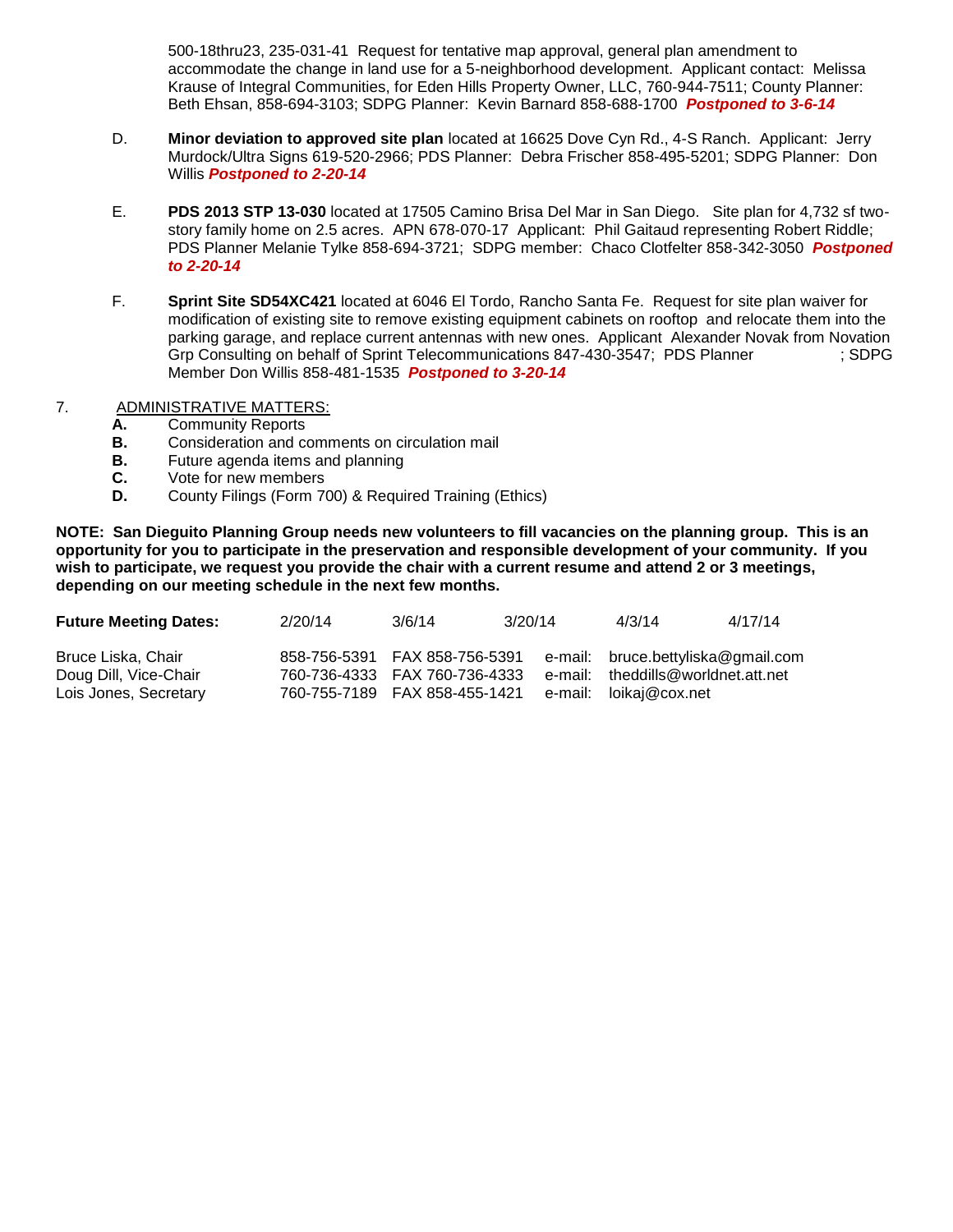500-18thru23, 235-031-41 Request for tentative map approval, general plan amendment to accommodate the change in land use for a 5-neighborhood development. Applicant contact: Melissa Krause of Integral Communities, for Eden Hills Property Owner, LLC, 760-944-7511; County Planner: Beth Ehsan, 858-694-3103; SDPG Planner: Kevin Barnard 858-688-1700 ***Postponed to 3-6-14***

D. **Minor deviation to approved site plan** located at 16625 Dove Cyn Rd., 4-S Ranch. Applicant: Jerry Murdock/Ultra Signs 619-520-2966; PDS Planner: Debra Frischer 858-495-5201; SDPG Planner: Don Willis ***Postponed to 2-20-14***

E. **PDS 2013 STP 13-030** located at 17505 Camino Brisa Del Mar in San Diego. Site plan for 4,732 sf two-story family home on 2.5 acres. APN 678-070-17 Applicant: Phil Gaitaud representing Robert Riddle; PDS Planner Melanie Tylke 858-694-3721; SDPG member: Chaco Clotfelter 858-342-3050 ***Postponed to 2-20-14***

F. **Sprint Site SD54XC421** located at 6046 El Tordo, Rancho Santa Fe. Request for site plan waiver for modification of existing site to remove existing equipment cabinets on rooftop and relocate them into the parking garage, and replace current antennas with new ones. Applicant Alexander Novak from Novation Grp Consulting on behalf of Sprint Telecommunications 847-430-3547; PDS Planner ; SDPG Member Don Willis 858-481-1535 ***Postponed to 3-20-14***

7. ADMINISTRATIVE MATTERS:

**A.** Community Reports
**B.** Consideration and comments on circulation mail
**B.** Future agenda items and planning
**C.** Vote for new members
**D.** County Filings (Form 700) & Required Training (Ethics)

**NOTE: San Dieguito Planning Group needs new volunteers to fill vacancies on the planning group. This is an opportunity for you to participate in the preservation and responsible development of your community. If you wish to participate, we request you provide the chair with a current resume and attend 2 or 3 meetings, depending on our meeting schedule in the next few months.**

| | | | | | |
|---|---|---|---|---|---|
| **Future Meeting Dates:** | 2/20/14 | 3/6/14 | 3/20/14 | 4/3/14 | 4/17/14 |

| | | | |
|---|---|---|---|
| Bruce Liska, Chair | 858-756-5391 | FAX 858-756-5391 | e-mail: bruce.bettyliska@gmail.com |
| Doug Dill, Vice-Chair | 760-736-4333 | FAX 760-736-4333 | e-mail: theddills@worldnet.att.net |
| Lois Jones, Secretary | 760-755-7189 | FAX 858-455-1421 | e-mail: loikaj@cox.net |